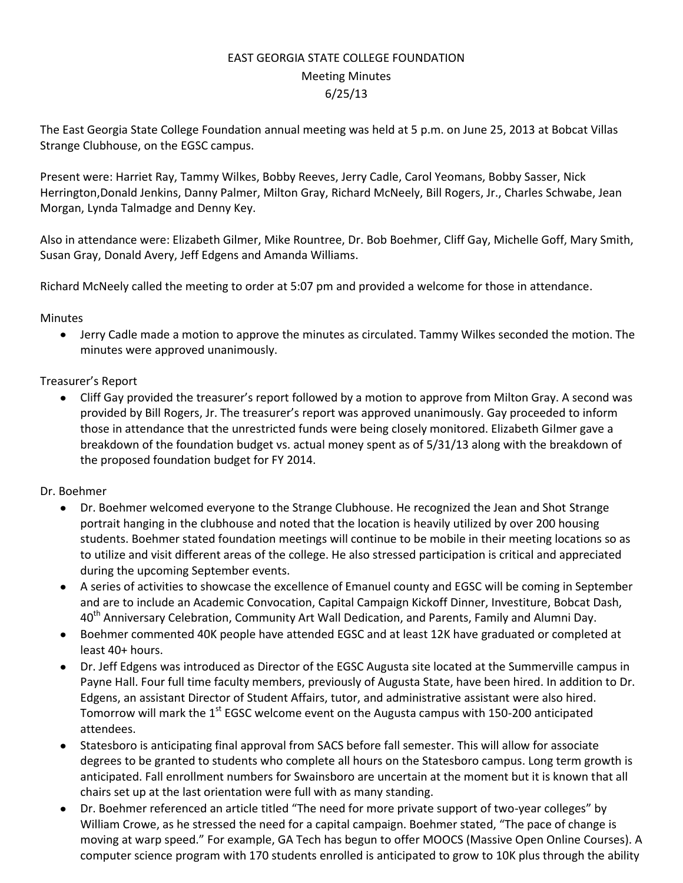# EAST GEORGIA STATE COLLEGE FOUNDATION

Meeting Minutes

6/25/13

The East Georgia State College Foundation annual meeting was held at 5 p.m. on June 25, 2013 at Bobcat Villas Strange Clubhouse, on the EGSC campus.

Present were: Harriet Ray, Tammy Wilkes, Bobby Reeves, Jerry Cadle, Carol Yeomans, Bobby Sasser, Nick Herrington,Donald Jenkins, Danny Palmer, Milton Gray, Richard McNeely, Bill Rogers, Jr., Charles Schwabe, Jean Morgan, Lynda Talmadge and Denny Key.

Also in attendance were: Elizabeth Gilmer, Mike Rountree, Dr. Bob Boehmer, Cliff Gay, Michelle Goff, Mary Smith, Susan Gray, Donald Avery, Jeff Edgens and Amanda Williams.

Richard McNeely called the meeting to order at 5:07 pm and provided a welcome for those in attendance.

Minutes

- Jerry Cadle made a motion to approve the minutes as circulated. Tammy Wilkes seconded the motion. The minutes were approved unanimously.

Treasurer's Report

- Cliff Gay provided the treasurer's report followed by a motion to approve from Milton Gray. A second was provided by Bill Rogers, Jr. The treasurer's report was approved unanimously. Gay proceeded to inform those in attendance that the unrestricted funds were being closely monitored. Elizabeth Gilmer gave a breakdown of the foundation budget vs. actual money spent as of 5/31/13 along with the breakdown of the proposed foundation budget for FY 2014.

Dr. Boehmer

- Dr. Boehmer welcomed everyone to the Strange Clubhouse. He recognized the Jean and Shot Strange portrait hanging in the clubhouse and noted that the location is heavily utilized by over 200 housing students. Boehmer stated foundation meetings will continue to be mobile in their meeting locations so as to utilize and visit different areas of the college. He also stressed participation is critical and appreciated during the upcoming September events.
- A series of activities to showcase the excellence of Emanuel county and EGSC will be coming in September and are to include an Academic Convocation, Capital Campaign Kickoff Dinner, Investiture, Bobcat Dash, 40th Anniversary Celebration, Community Art Wall Dedication, and Parents, Family and Alumni Day.
- Boehmer commented 40K people have attended EGSC and at least 12K have graduated or completed at least 40+ hours.
- Dr. Jeff Edgens was introduced as Director of the EGSC Augusta site located at the Summerville campus in Payne Hall. Four full time faculty members, previously of Augusta State, have been hired. In addition to Dr. Edgens, an assistant Director of Student Affairs, tutor, and administrative assistant were also hired. Tomorrow will mark the 1st EGSC welcome event on the Augusta campus with 150-200 anticipated attendees.
- Statesboro is anticipating final approval from SACS before fall semester. This will allow for associate degrees to be granted to students who complete all hours on the Statesboro campus. Long term growth is anticipated. Fall enrollment numbers for Swainsboro are uncertain at the moment but it is known that all chairs set up at the last orientation were full with as many standing.
- Dr. Boehmer referenced an article titled "The need for more private support of two-year colleges" by William Crowe, as he stressed the need for a capital campaign. Boehmer stated, "The pace of change is moving at warp speed." For example, GA Tech has begun to offer MOOCS (Massive Open Online Courses). A computer science program with 170 students enrolled is anticipated to grow to 10K plus through the ability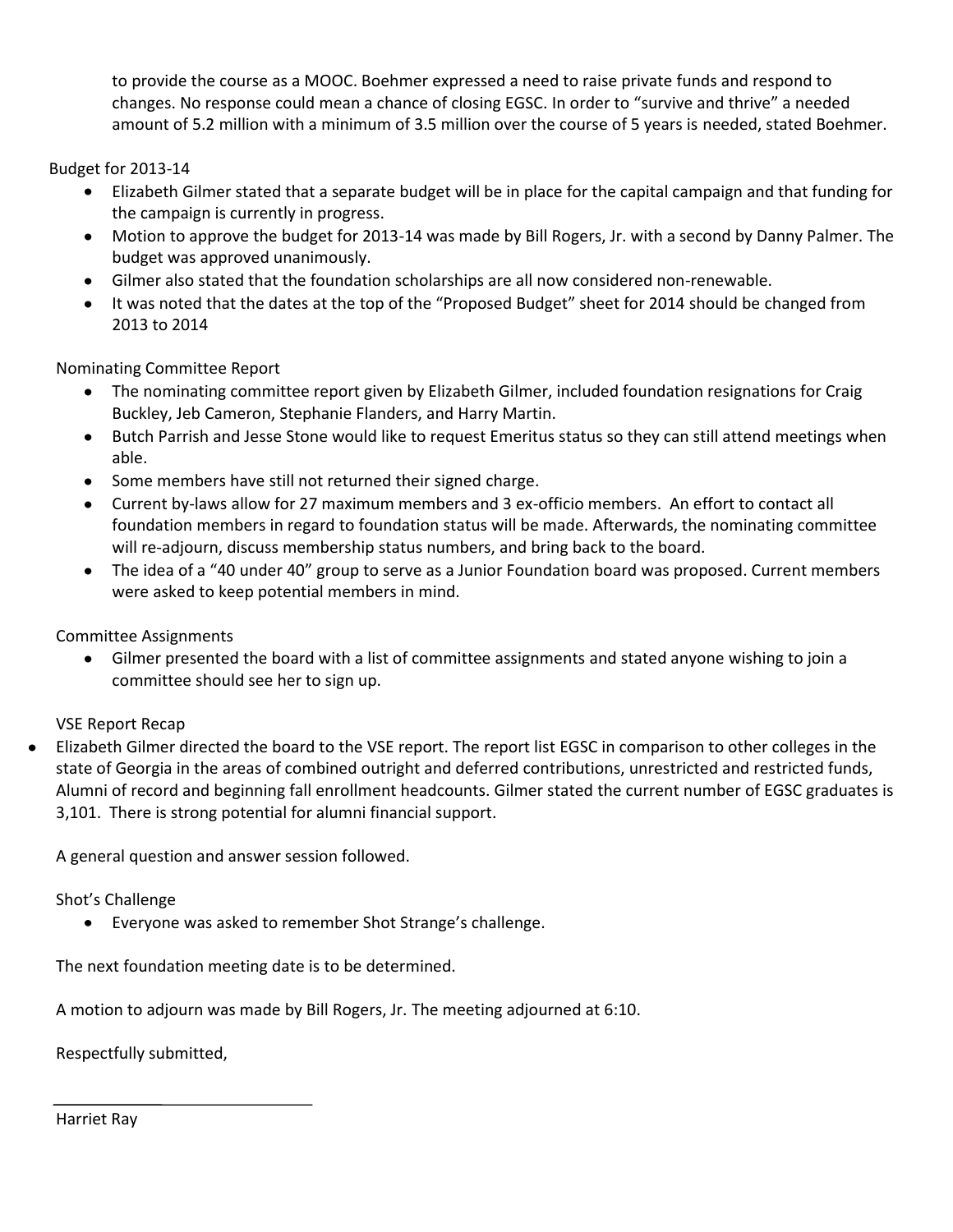to provide the course as a MOOC. Boehmer expressed a need to raise private funds and respond to changes. No response could mean a chance of closing EGSC. In order to "survive and thrive" a needed amount of 5.2 million with a minimum of 3.5 million over the course of 5 years is needed, stated Boehmer.

Budget for 2013-14

- Elizabeth Gilmer stated that a separate budget will be in place for the capital campaign and that funding for the campaign is currently in progress.
- Motion to approve the budget for 2013-14 was made by Bill Rogers, Jr. with a second by Danny Palmer. The budget was approved unanimously.
- Gilmer also stated that the foundation scholarships are all now considered non-renewable.
- It was noted that the dates at the top of the "Proposed Budget" sheet for 2014 should be changed from 2013 to 2014

Nominating Committee Report

- The nominating committee report given by Elizabeth Gilmer, included foundation resignations for Craig Buckley, Jeb Cameron, Stephanie Flanders, and Harry Martin.
- Butch Parrish and Jesse Stone would like to request Emeritus status so they can still attend meetings when able.
- Some members have still not returned their signed charge.
- Current by-laws allow for 27 maximum members and 3 ex-officio members. An effort to contact all foundation members in regard to foundation status will be made. Afterwards, the nominating committee will re-adjourn, discuss membership status numbers, and bring back to the board.
- The idea of a "40 under 40" group to serve as a Junior Foundation board was proposed. Current members were asked to keep potential members in mind.

Committee Assignments

- Gilmer presented the board with a list of committee assignments and stated anyone wishing to join a committee should see her to sign up.

VSE Report Recap

- Elizabeth Gilmer directed the board to the VSE report. The report list EGSC in comparison to other colleges in the state of Georgia in the areas of combined outright and deferred contributions, unrestricted and restricted funds, Alumni of record and beginning fall enrollment headcounts. Gilmer stated the current number of EGSC graduates is 3,101. There is strong potential for alumni financial support.

A general question and answer session followed.

Shot's Challenge

- Everyone was asked to remember Shot Strange's challenge.

The next foundation meeting date is to be determined.

A motion to adjourn was made by Bill Rogers, Jr. The meeting adjourned at 6:10.

Respectfully submitted,

\_\_\_\_\_\_\_\_\_\_\_\_\_\_\_\_\_\_\_\_\_\_\_\_\_\_\_\_

Harriet Ray